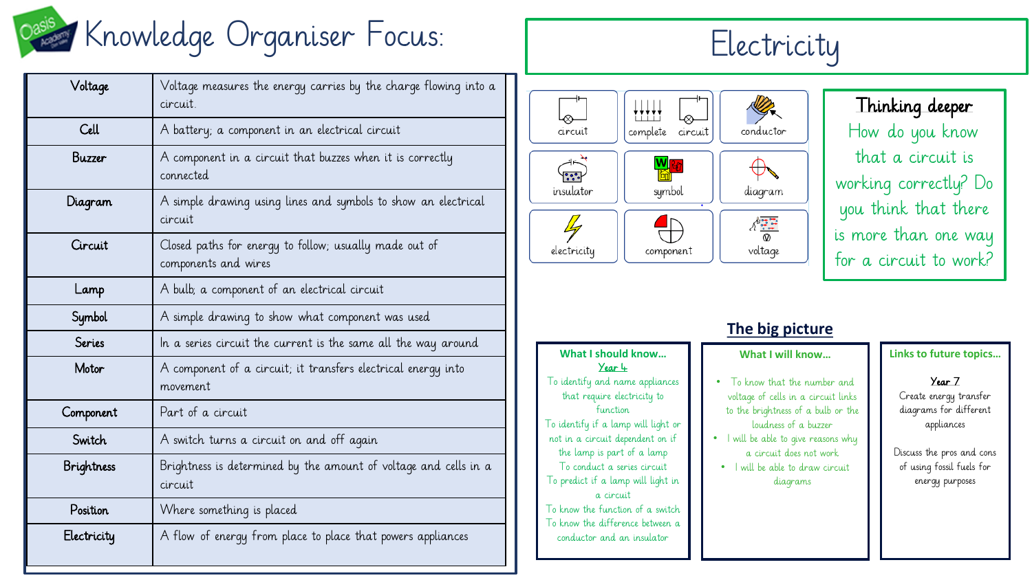# Knowledge Organiser Focus:

# Electricity

| | |
|---|---|
| Voltage | Voltage measures the energy carries by the charge flowing into a circuit. |
| Cell | A battery; a component in an electrical circuit |
| Buzzer | A component in a circuit that buzzes when it is correctly connected |
| Diagram | A simple drawing using lines and symbols to show an electrical circuit |
| Circuit | Closed paths for energy to follow; usually made out of components and wires |
| Lamp | A bulb; a component of an electrical circuit |
| Symbol | A simple drawing to show what component was used |
| Series | In a series circuit the current is the same all the way around |
| Motor | A component of a circuit; it transfers electrical energy into movement |
| Component | Part of a circuit |
| Switch | A switch turns a circuit on and off again |
| Brightness | Brightness is determined by the amount of voltage and cells in a circuit |
| Position | Where something is placed |
| Electricity | A flow of energy from place to place that powers appliances |

circuit | complete circuit | conductor | insulator | symbol | diagram | electricity | component | voltage

## Thinking deeper

How do you know that a circuit is working correctly? Do you think that there is more than one way for a circuit to work?

## The big picture

### What I should know...

**Year 4**

To identify and name appliances that require electricity to function

To identify if a lamp will light or not in a circuit dependent on if the lamp is part of a lamp

To conduct a series circuit

To predict if a lamp will light in a circuit

To know the function of a switch

To know the difference between a conductor and an insulator

### What I will know...

- To know that the number and voltage of cells in a circuit links to the brightness of a bulb or the loudness of a buzzer
- I will be able to give reasons why a circuit does not work
- I will be able to draw circuit diagrams

### Links to future topics...

**Year 7**

Create energy transfer diagrams for different appliances

Discuss the pros and cons of using fossil fuels for energy purposes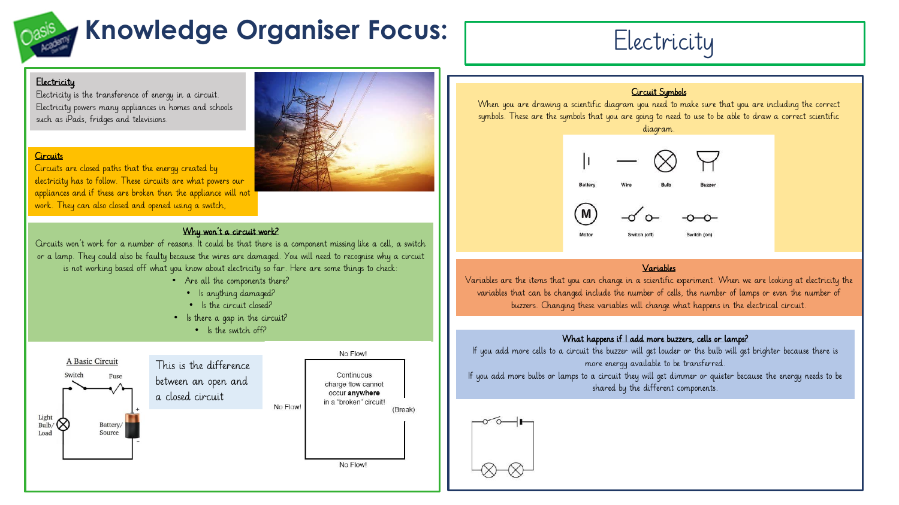# Knowledge Organiser Focus: Electricity

## Electricity

Electricity is the transference of energy in a circuit. Electricity powers many appliances in homes and schools such as iPads, fridges and televisions.

## Circuits

Circuits are closed paths that the energy created by electricity has to follow. These circuits are what powers our appliances and if these are broken then the appliance will not work. They can also closed and opened using a switch.

## Why won't a circuit work?

Circuits won't work for a number of reasons. It could be that there is a component missing like a cell, a switch or a lamp. They could also be faulty because the wires are damaged. You will need to recognise why a circuit is not working based off what you know about electricity so far. Here are some things to check:

- Are all the components there?
- Is anything damaged?
- Is the circuit closed?
- Is there a gap in the circuit?
- Is the switch off?

A Basic Circuit

Switch, Fuse, Light Bulb/ Load, Battery/ Source

This is the difference between an open and a closed circuit

No Flow! Continuous charge flow cannot occur **anywhere** in a "broken" circuit! (Break) No Flow! No Flow!

## Circuit Symbols

When you are drawing a scientific diagram you need to make sure that you are including the correct symbols. These are the symbols that you are going to need to use to be able to draw a correct scientific diagram.

Battery, Wire, Bulb, Buzzer, Motor, Switch (off), Switch (on)

## Variables

Variables are the items that you can change in a scientific experiment. When we are looking at electricity the variables that can be changed include the number of cells, the number of lamps or even the number of buzzers. Changing these variables will change what happens in the electrical circuit.

## What happens if I add more buzzers, cells or lamps?

If you add more cells to a circuit the buzzer will get louder or the bulb will get brighter because there is more energy available to be transferred.

If you add more bulbs or lamps to a circuit they will get dimmer or quieter because the energy needs to be shared by the different components.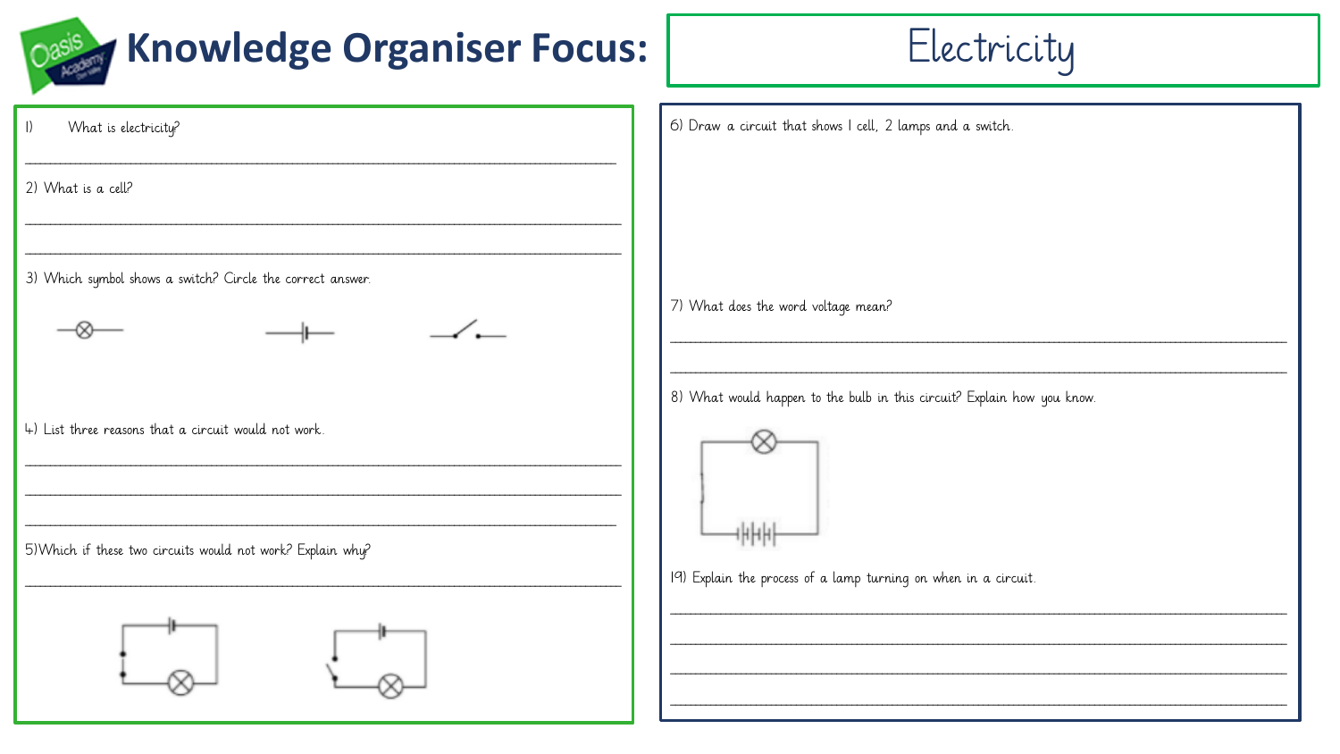# Knowledge Organiser Focus: Electricity

1) What is electricity?

___________________________________________

2) What is a cell?

___________________________________________

___________________________________________

3) Which symbol shows a switch? Circle the correct answer.

4) List three reasons that a circuit would not work.

___________________________________________

___________________________________________

___________________________________________

5) Which if these two circuits would not work? Explain why?

___________________________________________

6) Draw a circuit that shows 1 cell, 2 lamps and a switch.

7) What does the word voltage mean?

___________________________________________

___________________________________________

8) What would happen to the bulb in this circuit? Explain how you know.

19) Explain the process of a lamp turning on when in a circuit.

___________________________________________

___________________________________________

___________________________________________

___________________________________________